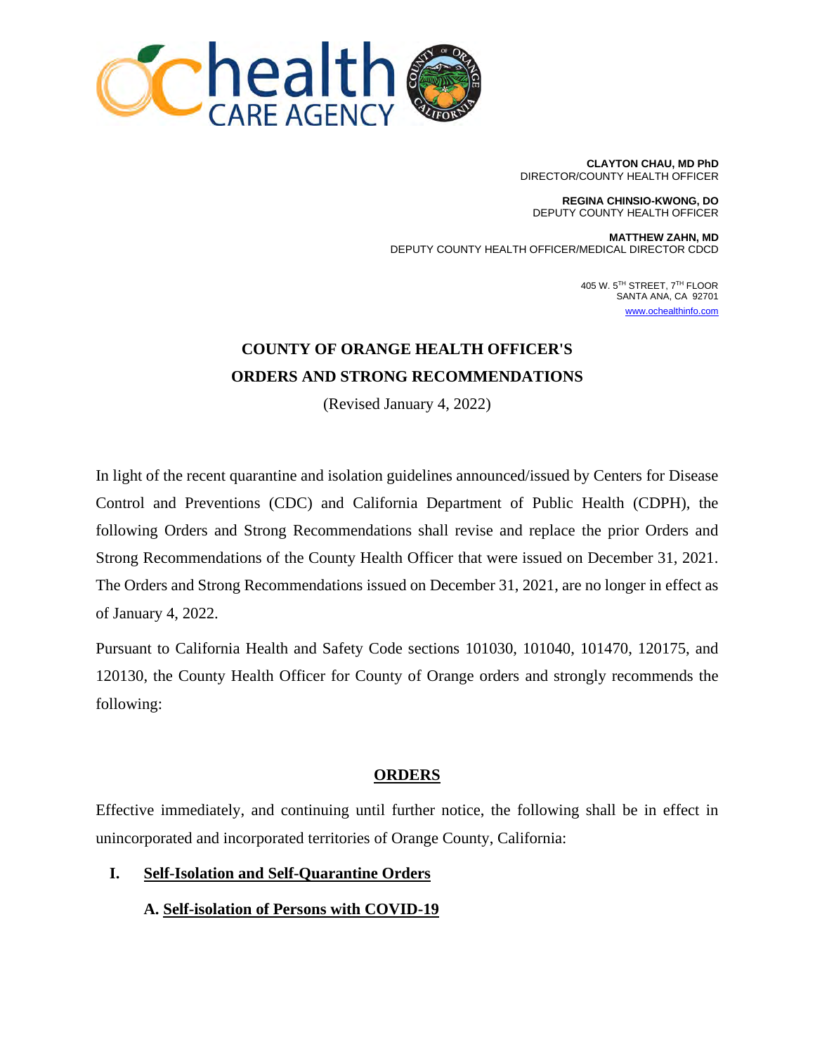**CLAYTON CHAU, MD PhD**
DIRECTOR/COUNTY HEALTH OFFICER

**REGINA CHINSIO-KWONG, DO**
DEPUTY COUNTY HEALTH OFFICER

**MATTHEW ZAHN, MD**
DEPUTY COUNTY HEALTH OFFICER/MEDICAL DIRECTOR CDCD

405 W. 5TH STREET, 7TH FLOOR
SANTA ANA, CA 92701
www.ochealthinfo.com

# COUNTY OF ORANGE HEALTH OFFICER'S ORDERS AND STRONG RECOMMENDATIONS

(Revised January 4, 2022)

In light of the recent quarantine and isolation guidelines announced/issued by Centers for Disease Control and Preventions (CDC) and California Department of Public Health (CDPH), the following Orders and Strong Recommendations shall revise and replace the prior Orders and Strong Recommendations of the County Health Officer that were issued on December 31, 2021. The Orders and Strong Recommendations issued on December 31, 2021, are no longer in effect as of January 4, 2022.

Pursuant to California Health and Safety Code sections 101030, 101040, 101470, 120175, and 120130, the County Health Officer for County of Orange orders and strongly recommends the following:

## ORDERS

Effective immediately, and continuing until further notice, the following shall be in effect in unincorporated and incorporated territories of Orange County, California:

### I. Self-Isolation and Self-Quarantine Orders

#### A. Self-isolation of Persons with COVID-19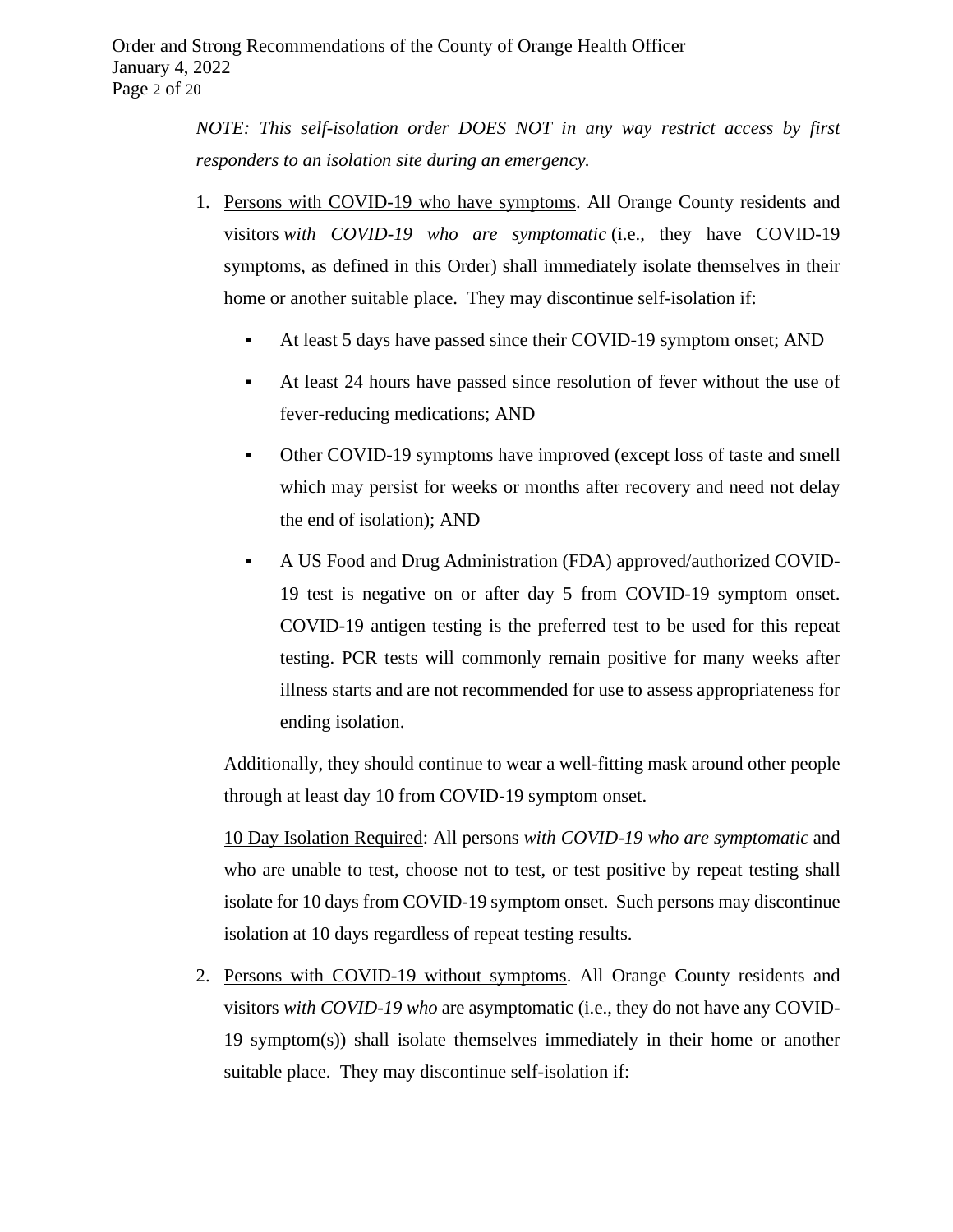*NOTE: This self-isolation order DOES NOT in any way restrict access by first responders to an isolation site during an emergency.*

1. Persons with COVID-19 who have symptoms. All Orange County residents and visitors *with COVID-19 who are symptomatic* (i.e., they have COVID-19 symptoms, as defined in this Order) shall immediately isolate themselves in their home or another suitable place. They may discontinue self-isolation if:

   - At least 5 days have passed since their COVID-19 symptom onset; AND
   - At least 24 hours have passed since resolution of fever without the use of fever-reducing medications; AND
   - Other COVID-19 symptoms have improved (except loss of taste and smell which may persist for weeks or months after recovery and need not delay the end of isolation); AND
   - A US Food and Drug Administration (FDA) approved/authorized COVID-19 test is negative on or after day 5 from COVID-19 symptom onset. COVID-19 antigen testing is the preferred test to be used for this repeat testing. PCR tests will commonly remain positive for many weeks after illness starts and are not recommended for use to assess appropriateness for ending isolation.

   Additionally, they should continue to wear a well-fitting mask around other people through at least day 10 from COVID-19 symptom onset.

   10 Day Isolation Required: All persons *with COVID-19 who are symptomatic* and who are unable to test, choose not to test, or test positive by repeat testing shall isolate for 10 days from COVID-19 symptom onset. Such persons may discontinue isolation at 10 days regardless of repeat testing results.

2. Persons with COVID-19 without symptoms. All Orange County residents and visitors *with COVID-19 who* are asymptomatic (i.e., they do not have any COVID-19 symptom(s)) shall isolate themselves immediately in their home or another suitable place. They may discontinue self-isolation if: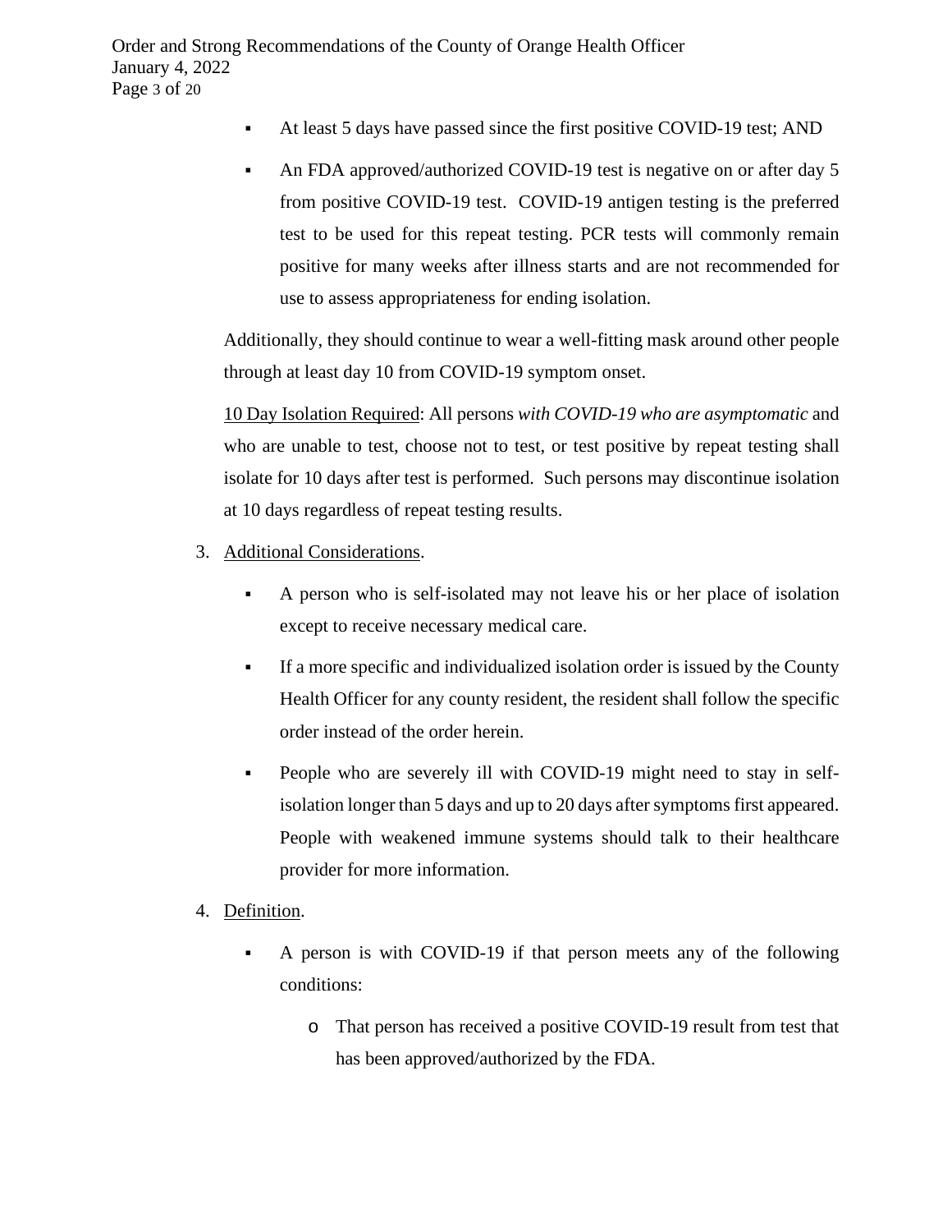- At least 5 days have passed since the first positive COVID-19 test; AND
- An FDA approved/authorized COVID-19 test is negative on or after day 5 from positive COVID-19 test. COVID-19 antigen testing is the preferred test to be used for this repeat testing. PCR tests will commonly remain positive for many weeks after illness starts and are not recommended for use to assess appropriateness for ending isolation.

Additionally, they should continue to wear a well-fitting mask around other people through at least day 10 from COVID-19 symptom onset.

10 Day Isolation Required: All persons *with COVID-19 who are asymptomatic* and who are unable to test, choose not to test, or test positive by repeat testing shall isolate for 10 days after test is performed. Such persons may discontinue isolation at 10 days regardless of repeat testing results.

3. Additional Considerations.
   - A person who is self-isolated may not leave his or her place of isolation except to receive necessary medical care.
   - If a more specific and individualized isolation order is issued by the County Health Officer for any county resident, the resident shall follow the specific order instead of the order herein.
   - People who are severely ill with COVID-19 might need to stay in self-isolation longer than 5 days and up to 20 days after symptoms first appeared. People with weakened immune systems should talk to their healthcare provider for more information.
4. Definition.
   - A person is with COVID-19 if that person meets any of the following conditions:
     - That person has received a positive COVID-19 result from test that has been approved/authorized by the FDA.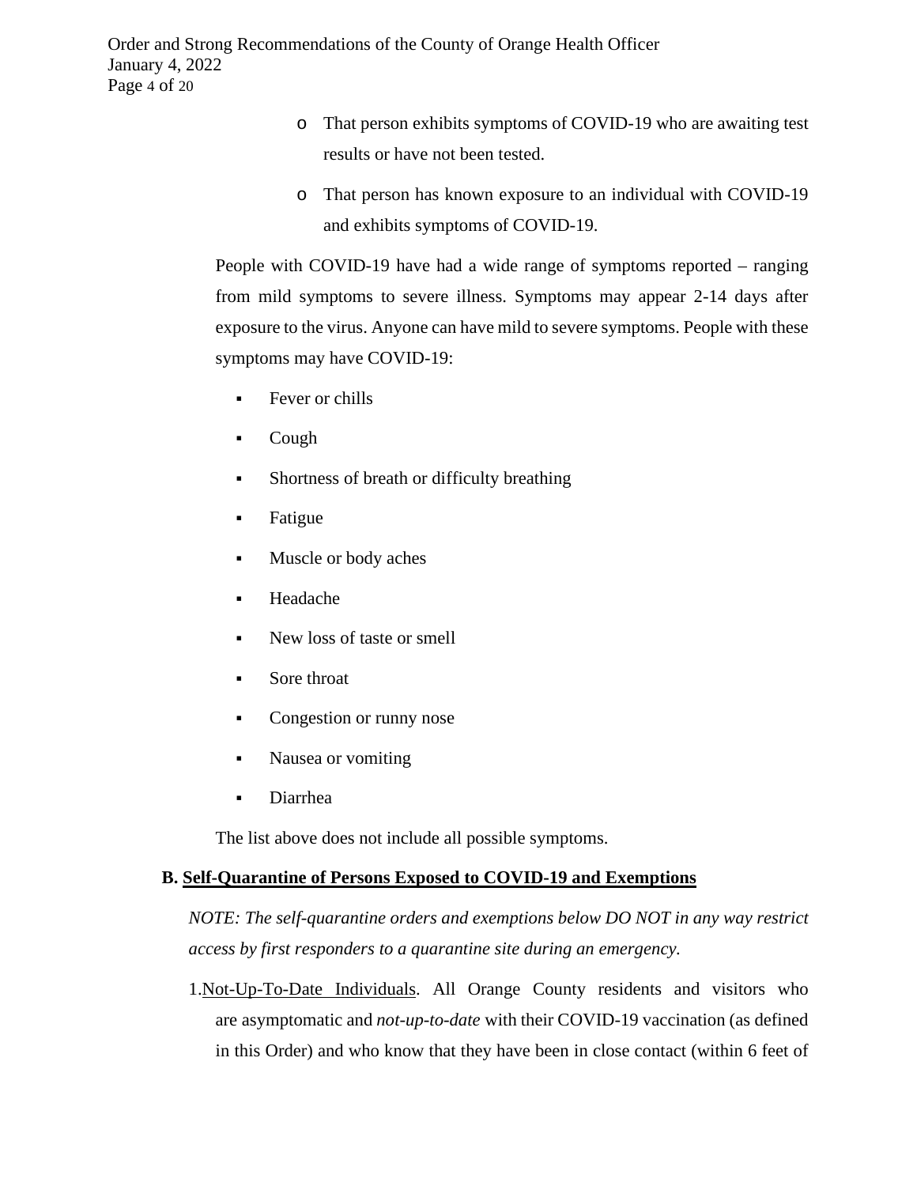- That person exhibits symptoms of COVID-19 who are awaiting test results or have not been tested.
- That person has known exposure to an individual with COVID-19 and exhibits symptoms of COVID-19.

People with COVID-19 have had a wide range of symptoms reported – ranging from mild symptoms to severe illness. Symptoms may appear 2-14 days after exposure to the virus. Anyone can have mild to severe symptoms. People with these symptoms may have COVID-19:

- Fever or chills
- Cough
- Shortness of breath or difficulty breathing
- Fatigue
- Muscle or body aches
- Headache
- New loss of taste or smell
- Sore throat
- Congestion or runny nose
- Nausea or vomiting
- Diarrhea

The list above does not include all possible symptoms.

### B. Self-Quarantine of Persons Exposed to COVID-19 and Exemptions

*NOTE: The self-quarantine orders and exemptions below DO NOT in any way restrict access by first responders to a quarantine site during an emergency.*

1. Not-Up-To-Date Individuals. All Orange County residents and visitors who are asymptomatic and *not-up-to-date* with their COVID-19 vaccination (as defined in this Order) and who know that they have been in close contact (within 6 feet of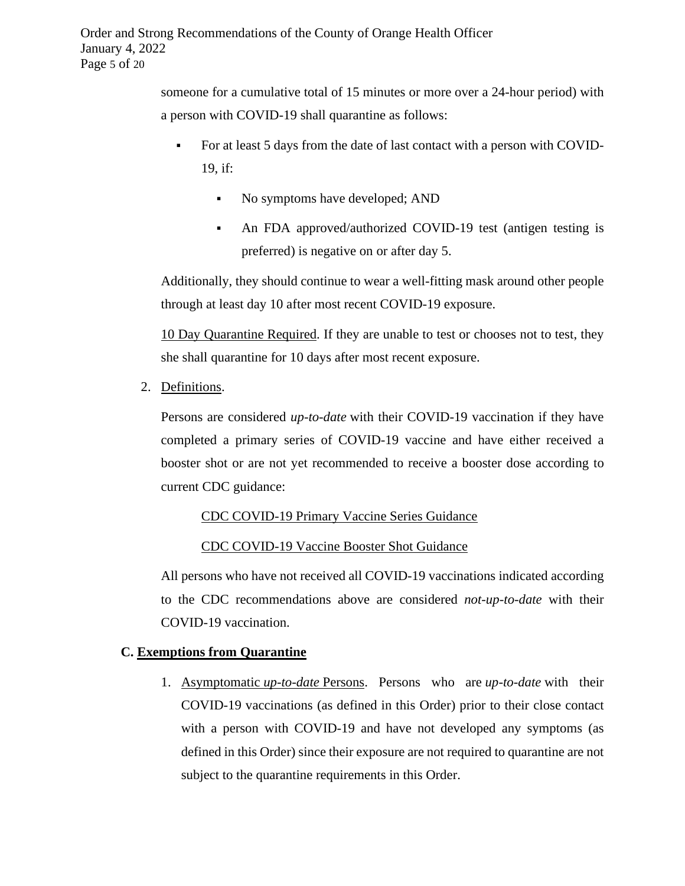someone for a cumulative total of 15 minutes or more over a 24-hour period) with a person with COVID-19 shall quarantine as follows:

- For at least 5 days from the date of last contact with a person with COVID-19, if:
  - No symptoms have developed; AND
  - An FDA approved/authorized COVID-19 test (antigen testing is preferred) is negative on or after day 5.

Additionally, they should continue to wear a well-fitting mask around other people through at least day 10 after most recent COVID-19 exposure.

<u>10 Day Quarantine Required</u>. If they are unable to test or chooses not to test, they she shall quarantine for 10 days after most recent exposure.

2. <u>Definitions</u>.

Persons are considered *up-to-date* with their COVID-19 vaccination if they have completed a primary series of COVID-19 vaccine and have either received a booster shot or are not yet recommended to receive a booster dose according to current CDC guidance:

<u>CDC COVID-19 Primary Vaccine Series Guidance</u>

<u>CDC COVID-19 Vaccine Booster Shot Guidance</u>

All persons who have not received all COVID-19 vaccinations indicated according to the CDC recommendations above are considered *not-up-to-date* with their COVID-19 vaccination.

### C. <u>Exemptions from Quarantine</u>

1. <u>Asymptomatic *up-to-date* Persons</u>. Persons who are *up-to-date* with their COVID-19 vaccinations (as defined in this Order) prior to their close contact with a person with COVID-19 and have not developed any symptoms (as defined in this Order) since their exposure are not required to quarantine are not subject to the quarantine requirements in this Order.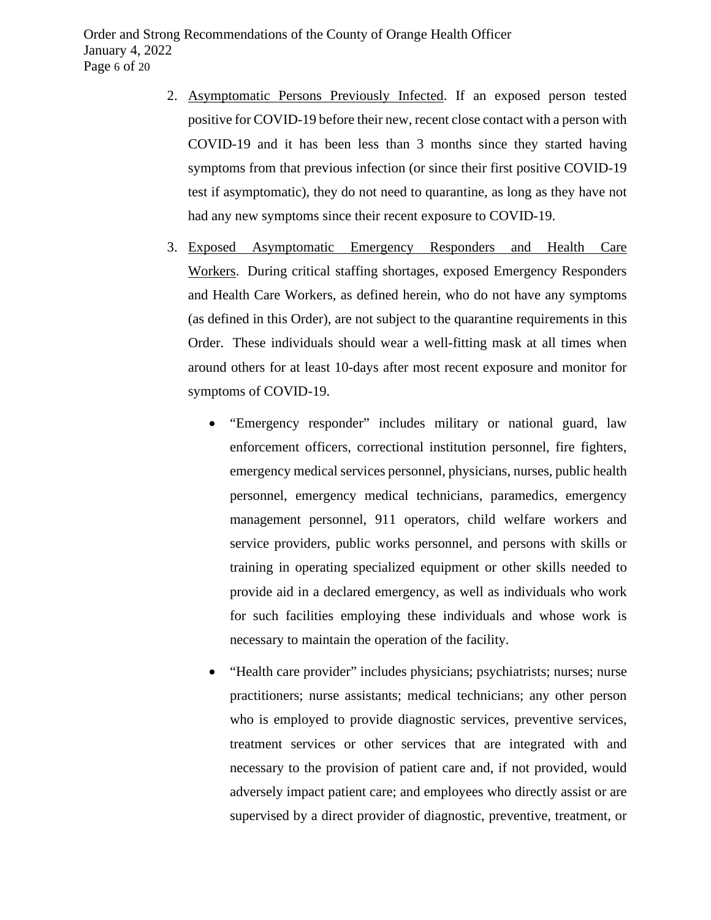2. Asymptomatic Persons Previously Infected. If an exposed person tested positive for COVID-19 before their new, recent close contact with a person with COVID-19 and it has been less than 3 months since they started having symptoms from that previous infection (or since their first positive COVID-19 test if asymptomatic), they do not need to quarantine, as long as they have not had any new symptoms since their recent exposure to COVID-19.

3. Exposed Asymptomatic Emergency Responders and Health Care Workers. During critical staffing shortages, exposed Emergency Responders and Health Care Workers, as defined herein, who do not have any symptoms (as defined in this Order), are not subject to the quarantine requirements in this Order. These individuals should wear a well-fitting mask at all times when around others for at least 10-days after most recent exposure and monitor for symptoms of COVID-19.

    - "Emergency responder" includes military or national guard, law enforcement officers, correctional institution personnel, fire fighters, emergency medical services personnel, physicians, nurses, public health personnel, emergency medical technicians, paramedics, emergency management personnel, 911 operators, child welfare workers and service providers, public works personnel, and persons with skills or training in operating specialized equipment or other skills needed to provide aid in a declared emergency, as well as individuals who work for such facilities employing these individuals and whose work is necessary to maintain the operation of the facility.

    - "Health care provider" includes physicians; psychiatrists; nurses; nurse practitioners; nurse assistants; medical technicians; any other person who is employed to provide diagnostic services, preventive services, treatment services or other services that are integrated with and necessary to the provision of patient care and, if not provided, would adversely impact patient care; and employees who directly assist or are supervised by a direct provider of diagnostic, preventive, treatment, or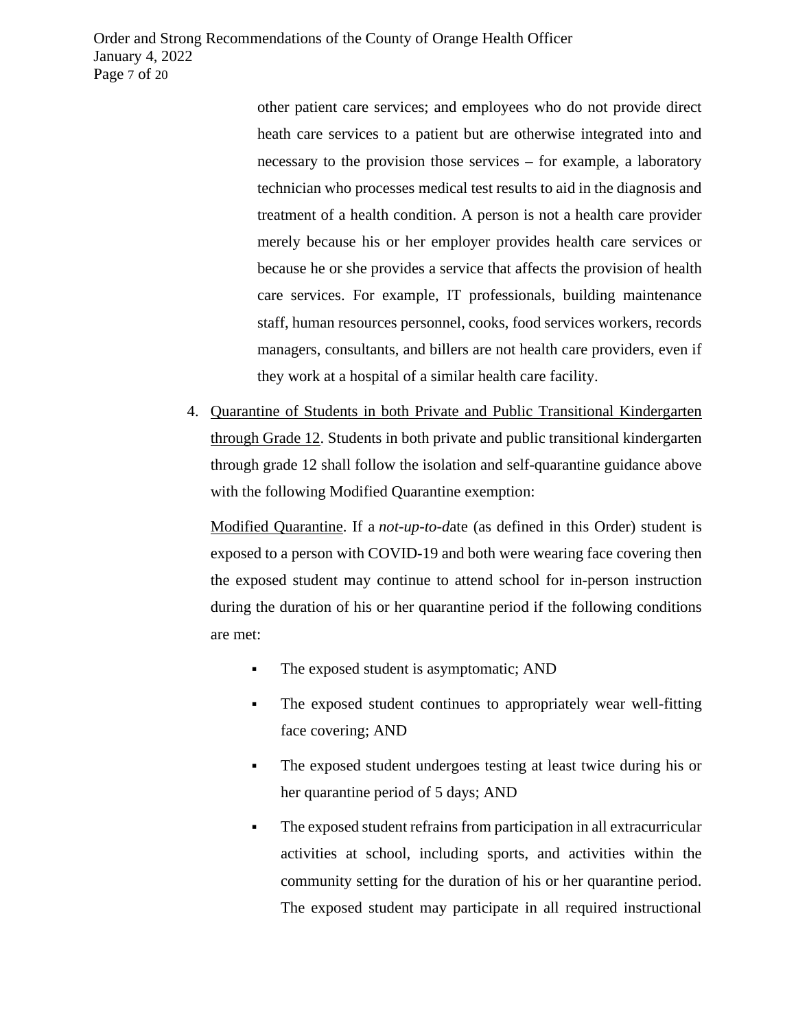other patient care services; and employees who do not provide direct heath care services to a patient but are otherwise integrated into and necessary to the provision those services – for example, a laboratory technician who processes medical test results to aid in the diagnosis and treatment of a health condition. A person is not a health care provider merely because his or her employer provides health care services or because he or she provides a service that affects the provision of health care services. For example, IT professionals, building maintenance staff, human resources personnel, cooks, food services workers, records managers, consultants, and billers are not health care providers, even if they work at a hospital of a similar health care facility.

4. <u>Quarantine of Students in both Private and Public Transitional Kindergarten through Grade 12</u>. Students in both private and public transitional kindergarten through grade 12 shall follow the isolation and self-quarantine guidance above with the following Modified Quarantine exemption:

   <u>Modified Quarantine</u>. If a *not-up-to-d*ate (as defined in this Order) student is exposed to a person with COVID-19 and both were wearing face covering then the exposed student may continue to attend school for in-person instruction during the duration of his or her quarantine period if the following conditions are met:

   - The exposed student is asymptomatic; AND
   - The exposed student continues to appropriately wear well-fitting face covering; AND
   - The exposed student undergoes testing at least twice during his or her quarantine period of 5 days; AND
   - The exposed student refrains from participation in all extracurricular activities at school, including sports, and activities within the community setting for the duration of his or her quarantine period. The exposed student may participate in all required instructional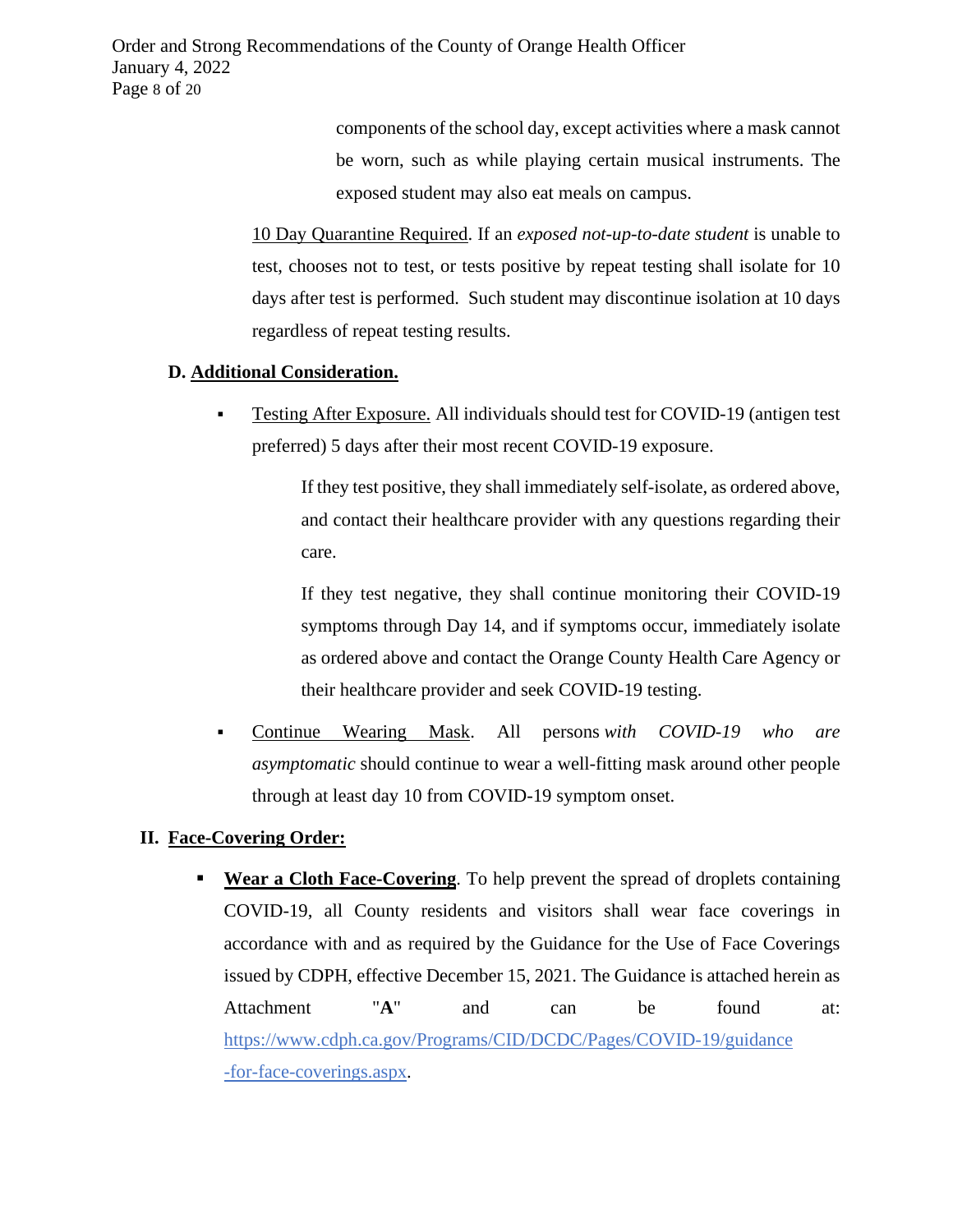components of the school day, except activities where a mask cannot be worn, such as while playing certain musical instruments. The exposed student may also eat meals on campus.

10 Day Quarantine Required. If an *exposed not-up-to-date student* is unable to test, chooses not to test, or tests positive by repeat testing shall isolate for 10 days after test is performed. Such student may discontinue isolation at 10 days regardless of repeat testing results.

**D. Additional Consideration.**

- Testing After Exposure. All individuals should test for COVID-19 (antigen test preferred) 5 days after their most recent COVID-19 exposure.

  If they test positive, they shall immediately self-isolate, as ordered above, and contact their healthcare provider with any questions regarding their care.

  If they test negative, they shall continue monitoring their COVID-19 symptoms through Day 14, and if symptoms occur, immediately isolate as ordered above and contact the Orange County Health Care Agency or their healthcare provider and seek COVID-19 testing.

- Continue Wearing Mask. All persons *with COVID-19 who are asymptomatic* should continue to wear a well-fitting mask around other people through at least day 10 from COVID-19 symptom onset.

**II. Face-Covering Order:**

- **Wear a Cloth Face-Covering**. To help prevent the spread of droplets containing COVID-19, all County residents and visitors shall wear face coverings in accordance with and as required by the Guidance for the Use of Face Coverings issued by CDPH, effective December 15, 2021. The Guidance is attached herein as Attachment "**A**" and can be found at: https://www.cdph.ca.gov/Programs/CID/DCDC/Pages/COVID-19/guidance-for-face-coverings.aspx.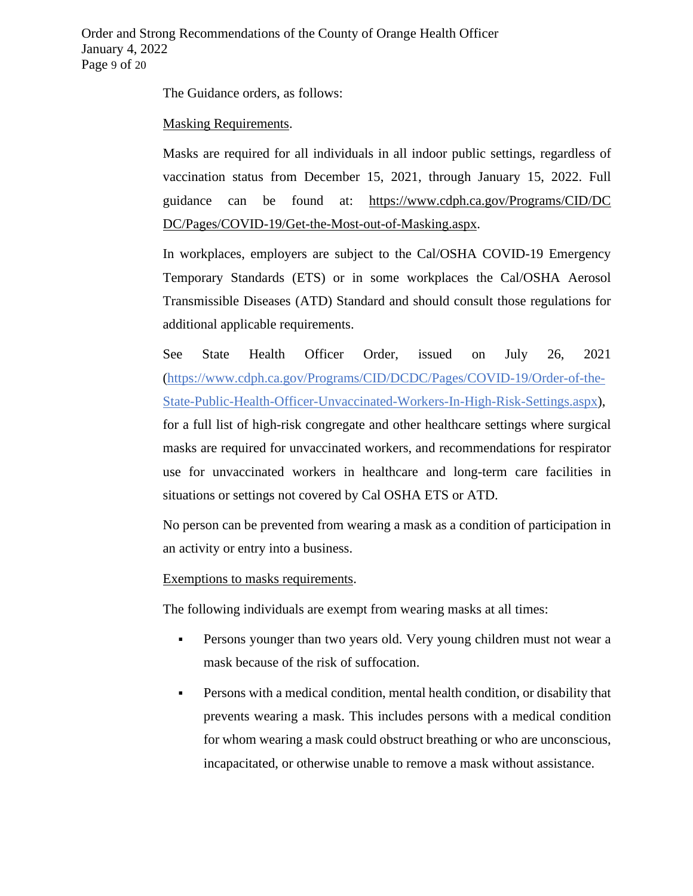The Guidance orders, as follows:

Masking Requirements.

Masks are required for all individuals in all indoor public settings, regardless of vaccination status from December 15, 2021, through January 15, 2022. Full guidance can be found at: https://www.cdph.ca.gov/Programs/CID/DCDC/Pages/COVID-19/Get-the-Most-out-of-Masking.aspx.

In workplaces, employers are subject to the Cal/OSHA COVID-19 Emergency Temporary Standards (ETS) or in some workplaces the Cal/OSHA Aerosol Transmissible Diseases (ATD) Standard and should consult those regulations for additional applicable requirements.

See State Health Officer Order, issued on July 26, 2021 (https://www.cdph.ca.gov/Programs/CID/DCDC/Pages/COVID-19/Order-of-the-State-Public-Health-Officer-Unvaccinated-Workers-In-High-Risk-Settings.aspx), for a full list of high-risk congregate and other healthcare settings where surgical masks are required for unvaccinated workers, and recommendations for respirator use for unvaccinated workers in healthcare and long-term care facilities in situations or settings not covered by Cal OSHA ETS or ATD.

No person can be prevented from wearing a mask as a condition of participation in an activity or entry into a business.

Exemptions to masks requirements.

The following individuals are exempt from wearing masks at all times:

- Persons younger than two years old. Very young children must not wear a mask because of the risk of suffocation.
- Persons with a medical condition, mental health condition, or disability that prevents wearing a mask. This includes persons with a medical condition for whom wearing a mask could obstruct breathing or who are unconscious, incapacitated, or otherwise unable to remove a mask without assistance.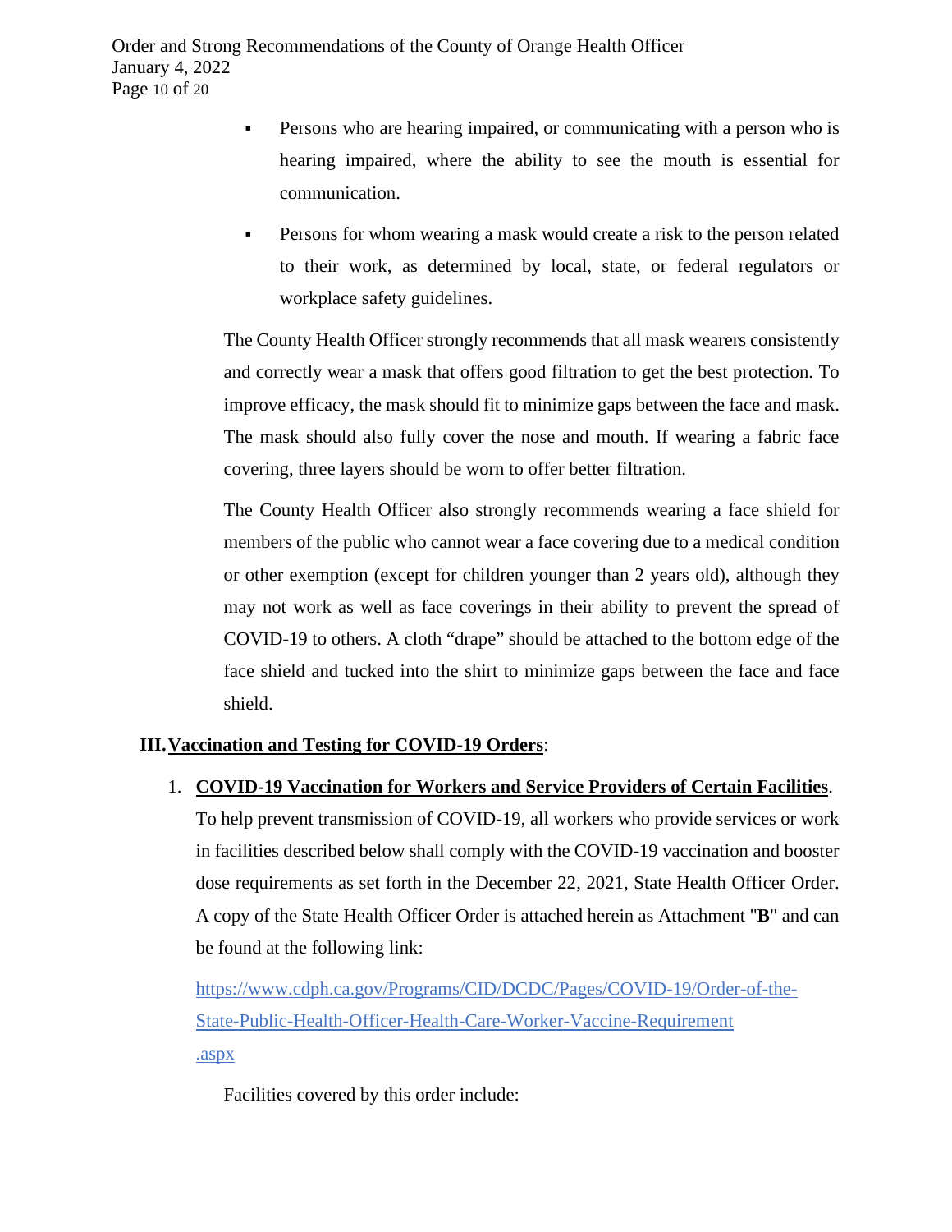- Persons who are hearing impaired, or communicating with a person who is hearing impaired, where the ability to see the mouth is essential for communication.
- Persons for whom wearing a mask would create a risk to the person related to their work, as determined by local, state, or federal regulators or workplace safety guidelines.

The County Health Officer strongly recommends that all mask wearers consistently and correctly wear a mask that offers good filtration to get the best protection. To improve efficacy, the mask should fit to minimize gaps between the face and mask. The mask should also fully cover the nose and mouth. If wearing a fabric face covering, three layers should be worn to offer better filtration.

The County Health Officer also strongly recommends wearing a face shield for members of the public who cannot wear a face covering due to a medical condition or other exemption (except for children younger than 2 years old), although they may not work as well as face coverings in their ability to prevent the spread of COVID-19 to others. A cloth "drape" should be attached to the bottom edge of the face shield and tucked into the shirt to minimize gaps between the face and face shield.

## III. Vaccination and Testing for COVID-19 Orders:

1. **COVID-19 Vaccination for Workers and Service Providers of Certain Facilities**. To help prevent transmission of COVID-19, all workers who provide services or work in facilities described below shall comply with the COVID-19 vaccination and booster dose requirements as set forth in the December 22, 2021, State Health Officer Order. A copy of the State Health Officer Order is attached herein as Attachment "**B**" and can be found at the following link:

   https://www.cdph.ca.gov/Programs/CID/DCDC/Pages/COVID-19/Order-of-the-State-Public-Health-Officer-Health-Care-Worker-Vaccine-Requirement.aspx

   Facilities covered by this order include: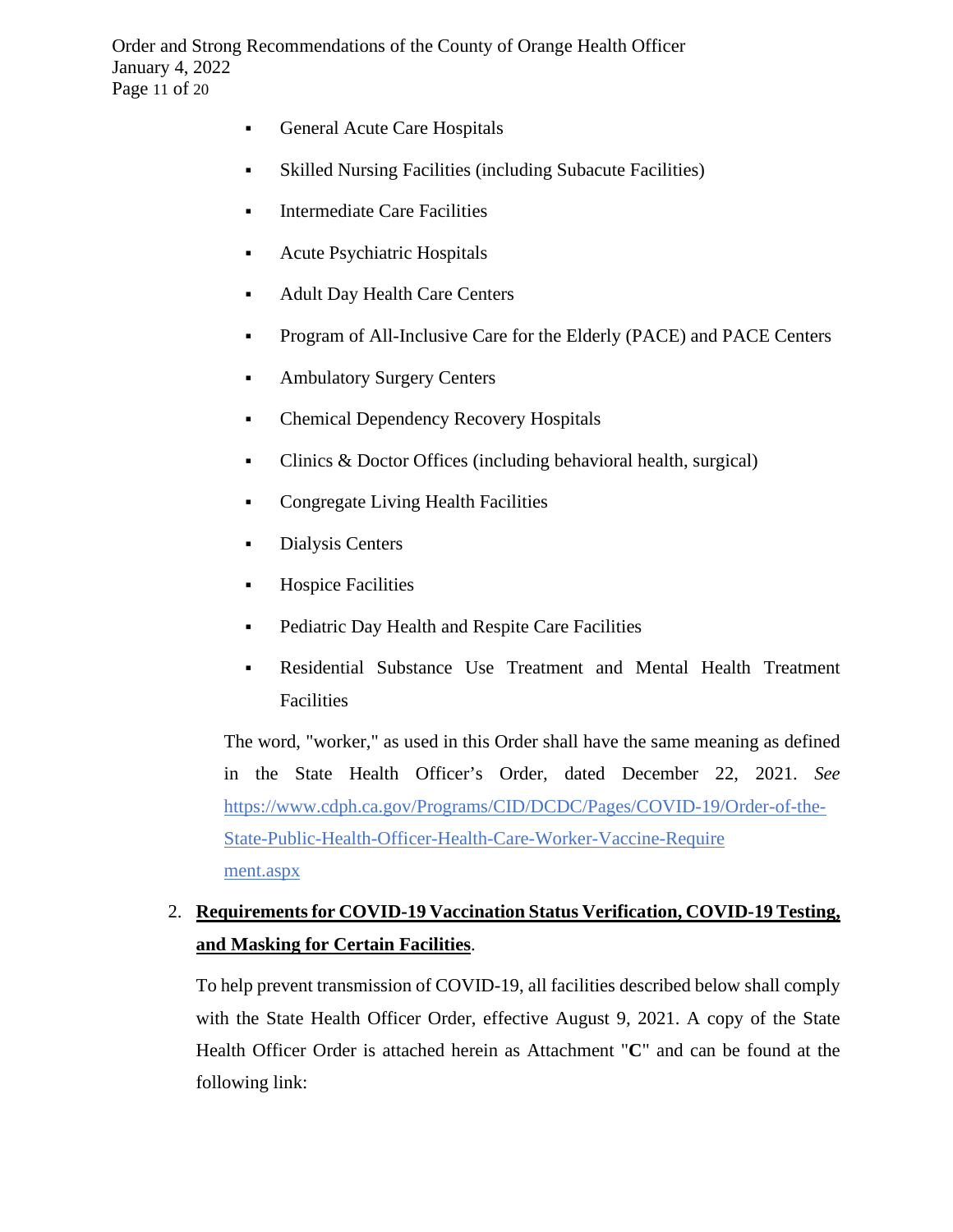- General Acute Care Hospitals
- Skilled Nursing Facilities (including Subacute Facilities)
- Intermediate Care Facilities
- Acute Psychiatric Hospitals
- Adult Day Health Care Centers
- Program of All-Inclusive Care for the Elderly (PACE) and PACE Centers
- Ambulatory Surgery Centers
- Chemical Dependency Recovery Hospitals
- Clinics & Doctor Offices (including behavioral health, surgical)
- Congregate Living Health Facilities
- Dialysis Centers
- Hospice Facilities
- Pediatric Day Health and Respite Care Facilities
- Residential Substance Use Treatment and Mental Health Treatment Facilities

The word, "worker," as used in this Order shall have the same meaning as defined in the State Health Officer's Order, dated December 22, 2021. *See* https://www.cdph.ca.gov/Programs/CID/DCDC/Pages/COVID-19/Order-of-the-State-Public-Health-Officer-Health-Care-Worker-Vaccine-Requirement.aspx

2. **Requirements for COVID-19 Vaccination Status Verification, COVID-19 Testing, and Masking for Certain Facilities**.

   To help prevent transmission of COVID-19, all facilities described below shall comply with the State Health Officer Order, effective August 9, 2021. A copy of the State Health Officer Order is attached herein as Attachment "**C**" and can be found at the following link: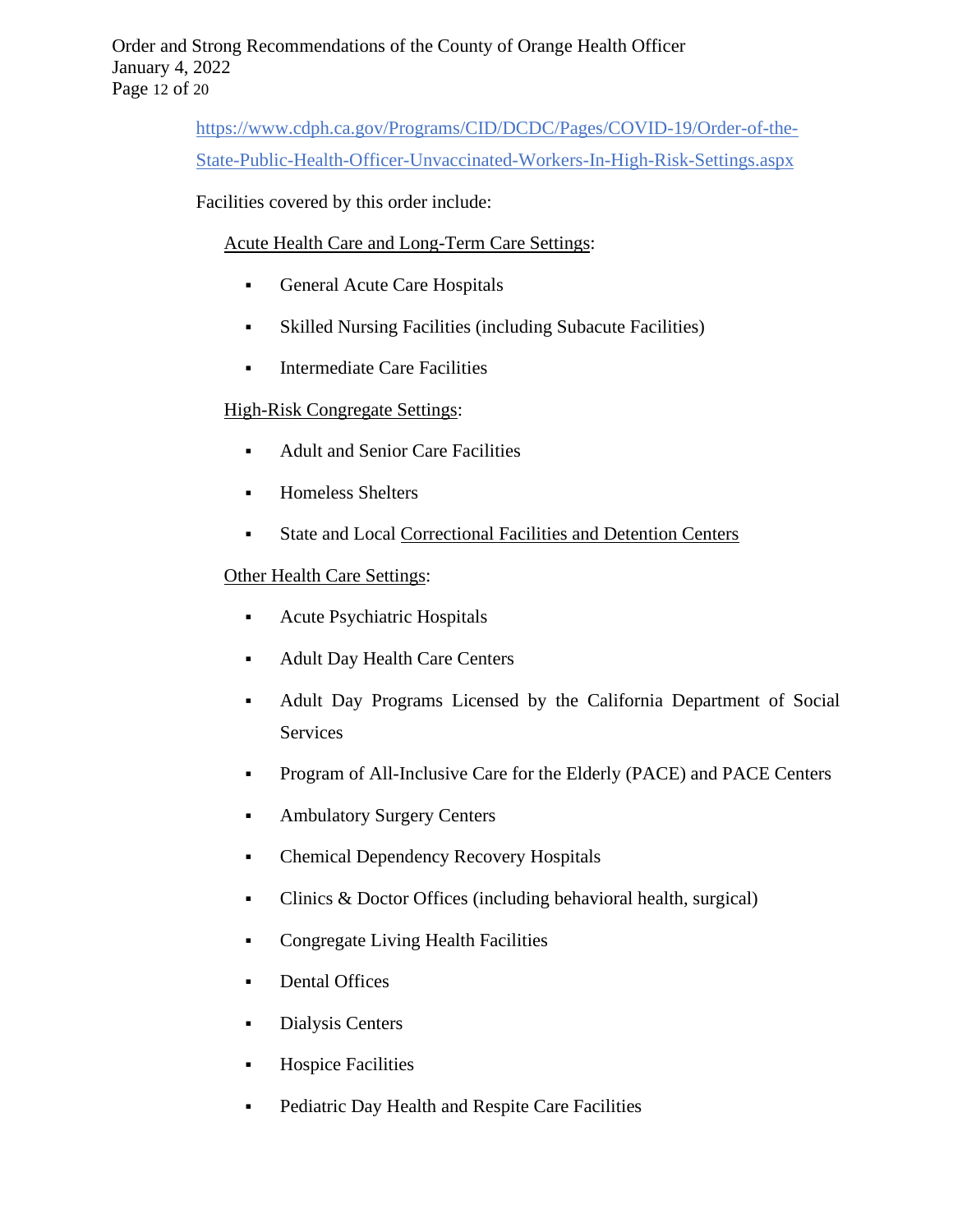https://www.cdph.ca.gov/Programs/CID/DCDC/Pages/COVID-19/Order-of-the-State-Public-Health-Officer-Unvaccinated-Workers-In-High-Risk-Settings.aspx

Facilities covered by this order include:

Acute Health Care and Long-Term Care Settings:

- General Acute Care Hospitals
- Skilled Nursing Facilities (including Subacute Facilities)
- Intermediate Care Facilities

High-Risk Congregate Settings:

- Adult and Senior Care Facilities
- Homeless Shelters
- State and Local Correctional Facilities and Detention Centers

Other Health Care Settings:

- Acute Psychiatric Hospitals
- Adult Day Health Care Centers
- Adult Day Programs Licensed by the California Department of Social Services
- Program of All-Inclusive Care for the Elderly (PACE) and PACE Centers
- Ambulatory Surgery Centers
- Chemical Dependency Recovery Hospitals
- Clinics & Doctor Offices (including behavioral health, surgical)
- Congregate Living Health Facilities
- Dental Offices
- Dialysis Centers
- Hospice Facilities
- Pediatric Day Health and Respite Care Facilities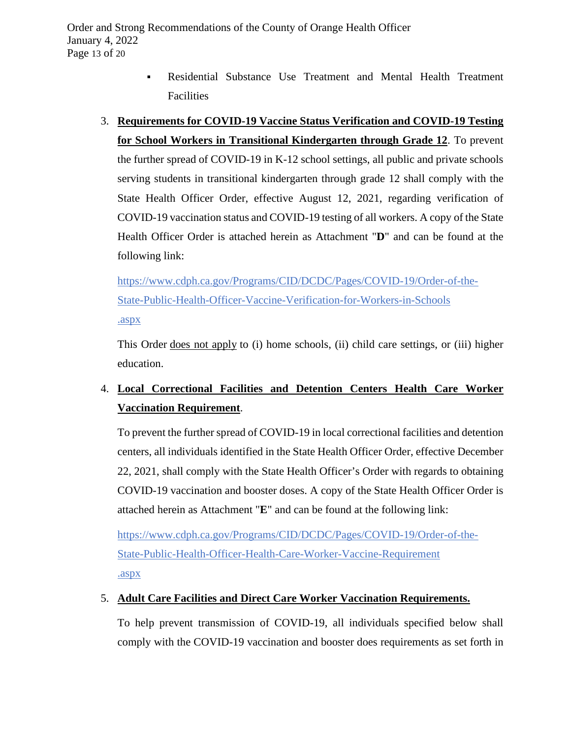- Residential Substance Use Treatment and Mental Health Treatment Facilities

3. **Requirements for COVID-19 Vaccine Status Verification and COVID-19 Testing for School Workers in Transitional Kindergarten through Grade 12**. To prevent the further spread of COVID-19 in K-12 school settings, all public and private schools serving students in transitional kindergarten through grade 12 shall comply with the State Health Officer Order, effective August 12, 2021, regarding verification of COVID-19 vaccination status and COVID-19 testing of all workers. A copy of the State Health Officer Order is attached herein as Attachment "**D**" and can be found at the following link:

   https://www.cdph.ca.gov/Programs/CID/DCDC/Pages/COVID-19/Order-of-the-State-Public-Health-Officer-Vaccine-Verification-for-Workers-in-Schools.aspx

   This Order does not apply to (i) home schools, (ii) child care settings, or (iii) higher education.

4. **Local Correctional Facilities and Detention Centers Health Care Worker Vaccination Requirement**.

   To prevent the further spread of COVID-19 in local correctional facilities and detention centers, all individuals identified in the State Health Officer Order, effective December 22, 2021, shall comply with the State Health Officer's Order with regards to obtaining COVID-19 vaccination and booster doses. A copy of the State Health Officer Order is attached herein as Attachment "**E**" and can be found at the following link:

   https://www.cdph.ca.gov/Programs/CID/DCDC/Pages/COVID-19/Order-of-the-State-Public-Health-Officer-Health-Care-Worker-Vaccine-Requirement.aspx

5. **Adult Care Facilities and Direct Care Worker Vaccination Requirements.**

   To help prevent transmission of COVID-19, all individuals specified below shall comply with the COVID-19 vaccination and booster does requirements as set forth in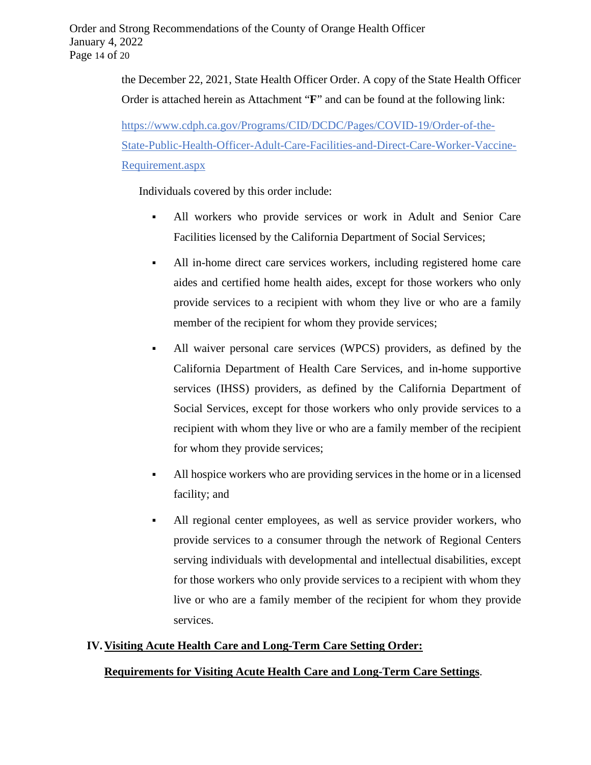the December 22, 2021, State Health Officer Order. A copy of the State Health Officer Order is attached herein as Attachment "**F**" and can be found at the following link:

[https://www.cdph.ca.gov/Programs/CID/DCDC/Pages/COVID-19/Order-of-the-State-Public-Health-Officer-Adult-Care-Facilities-and-Direct-Care-Worker-Vaccine-Requirement.aspx](https://www.cdph.ca.gov/Programs/CID/DCDC/Pages/COVID-19/Order-of-the-State-Public-Health-Officer-Adult-Care-Facilities-and-Direct-Care-Worker-Vaccine-Requirement.aspx)

Individuals covered by this order include:

- All workers who provide services or work in Adult and Senior Care Facilities licensed by the California Department of Social Services;
- All in-home direct care services workers, including registered home care aides and certified home health aides, except for those workers who only provide services to a recipient with whom they live or who are a family member of the recipient for whom they provide services;
- All waiver personal care services (WPCS) providers, as defined by the California Department of Health Care Services, and in-home supportive services (IHSS) providers, as defined by the California Department of Social Services, except for those workers who only provide services to a recipient with whom they live or who are a family member of the recipient for whom they provide services;
- All hospice workers who are providing services in the home or in a licensed facility; and
- All regional center employees, as well as service provider workers, who provide services to a consumer through the network of Regional Centers serving individuals with developmental and intellectual disabilities, except for those workers who only provide services to a recipient with whom they live or who are a family member of the recipient for whom they provide services.

## IV. Visiting Acute Health Care and Long-Term Care Setting Order:

**Requirements for Visiting Acute Health Care and Long-Term Care Settings**.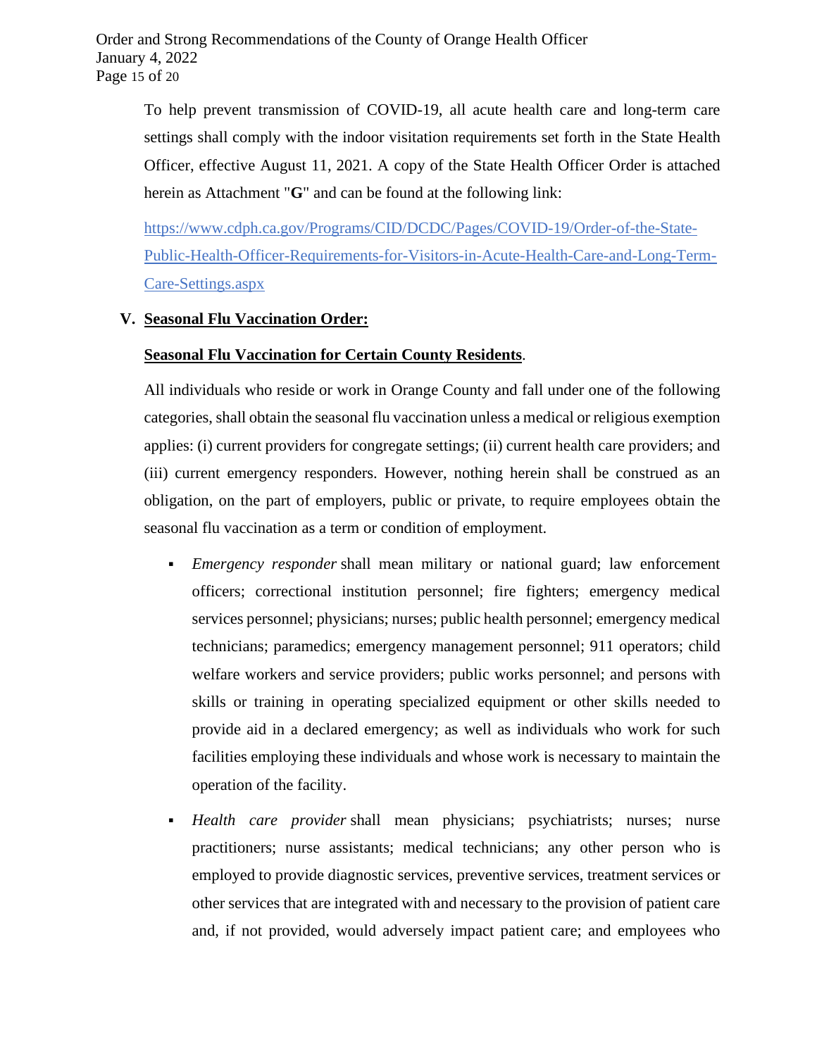To help prevent transmission of COVID-19, all acute health care and long-term care settings shall comply with the indoor visitation requirements set forth in the State Health Officer, effective August 11, 2021. A copy of the State Health Officer Order is attached herein as Attachment "**G**" and can be found at the following link:

[https://www.cdph.ca.gov/Programs/CID/DCDC/Pages/COVID-19/Order-of-the-State-Public-Health-Officer-Requirements-for-Visitors-in-Acute-Health-Care-and-Long-Term-Care-Settings.aspx](https://www.cdph.ca.gov/Programs/CID/DCDC/Pages/COVID-19/Order-of-the-State-Public-Health-Officer-Requirements-for-Visitors-in-Acute-Health-Care-and-Long-Term-Care-Settings.aspx)

## V. Seasonal Flu Vaccination Order:

**Seasonal Flu Vaccination for Certain County Residents**.

All individuals who reside or work in Orange County and fall under one of the following categories, shall obtain the seasonal flu vaccination unless a medical or religious exemption applies: (i) current providers for congregate settings; (ii) current health care providers; and (iii) current emergency responders. However, nothing herein shall be construed as an obligation, on the part of employers, public or private, to require employees obtain the seasonal flu vaccination as a term or condition of employment.

- *Emergency responder* shall mean military or national guard; law enforcement officers; correctional institution personnel; fire fighters; emergency medical services personnel; physicians; nurses; public health personnel; emergency medical technicians; paramedics; emergency management personnel; 911 operators; child welfare workers and service providers; public works personnel; and persons with skills or training in operating specialized equipment or other skills needed to provide aid in a declared emergency; as well as individuals who work for such facilities employing these individuals and whose work is necessary to maintain the operation of the facility.
- *Health care provider* shall mean physicians; psychiatrists; nurses; nurse practitioners; nurse assistants; medical technicians; any other person who is employed to provide diagnostic services, preventive services, treatment services or other services that are integrated with and necessary to the provision of patient care and, if not provided, would adversely impact patient care; and employees who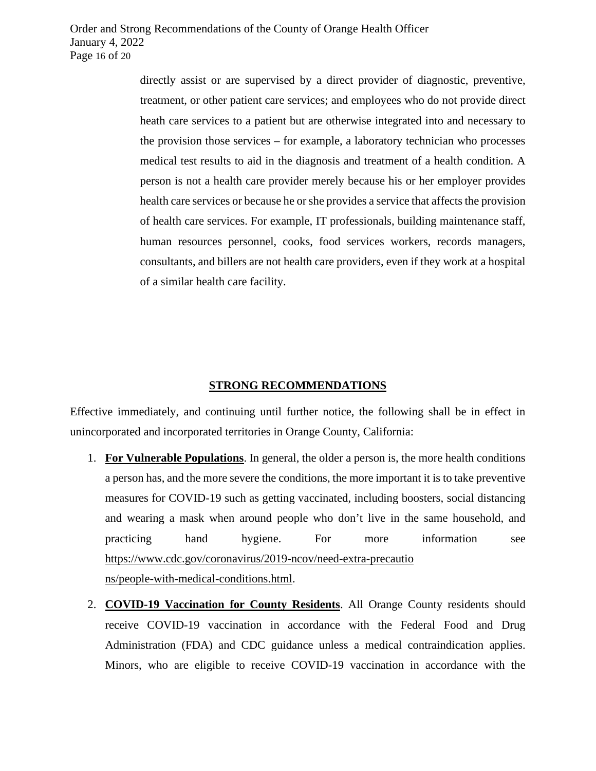directly assist or are supervised by a direct provider of diagnostic, preventive, treatment, or other patient care services; and employees who do not provide direct heath care services to a patient but are otherwise integrated into and necessary to the provision those services – for example, a laboratory technician who processes medical test results to aid in the diagnosis and treatment of a health condition. A person is not a health care provider merely because his or her employer provides health care services or because he or she provides a service that affects the provision of health care services. For example, IT professionals, building maintenance staff, human resources personnel, cooks, food services workers, records managers, consultants, and billers are not health care providers, even if they work at a hospital of a similar health care facility.

## STRONG RECOMMENDATIONS

Effective immediately, and continuing until further notice, the following shall be in effect in unincorporated and incorporated territories in Orange County, California:

1. **For Vulnerable Populations**. In general, the older a person is, the more health conditions a person has, and the more severe the conditions, the more important it is to take preventive measures for COVID-19 such as getting vaccinated, including boosters, social distancing and wearing a mask when around people who don't live in the same household, and practicing hand hygiene. For more information see https://www.cdc.gov/coronavirus/2019-ncov/need-extra-precautions/people-with-medical-conditions.html.

2. **COVID-19 Vaccination for County Residents**. All Orange County residents should receive COVID-19 vaccination in accordance with the Federal Food and Drug Administration (FDA) and CDC guidance unless a medical contraindication applies. Minors, who are eligible to receive COVID-19 vaccination in accordance with the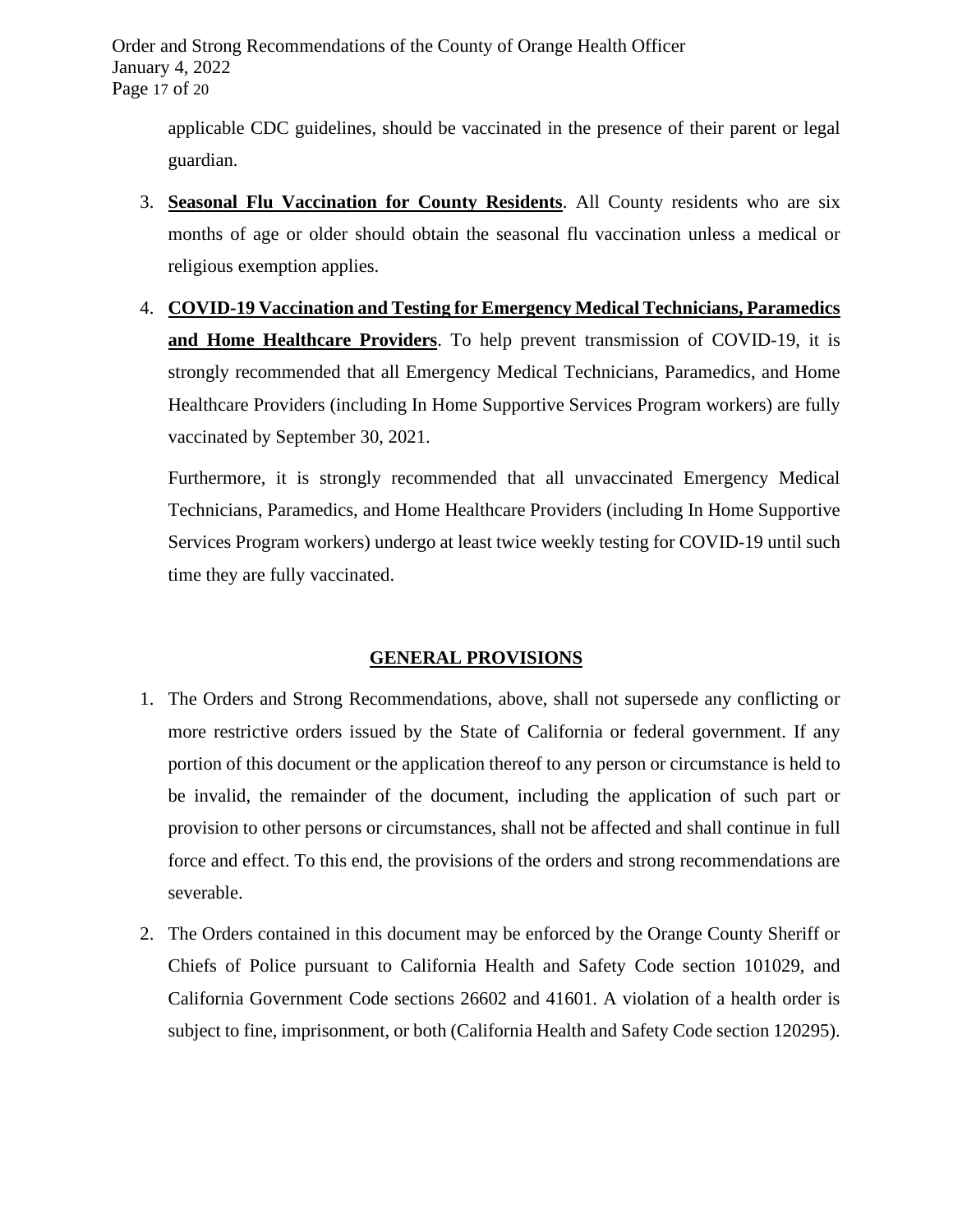applicable CDC guidelines, should be vaccinated in the presence of their parent or legal guardian.

3. **Seasonal Flu Vaccination for County Residents**. All County residents who are six months of age or older should obtain the seasonal flu vaccination unless a medical or religious exemption applies.

4. **COVID-19 Vaccination and Testing for Emergency Medical Technicians, Paramedics and Home Healthcare Providers**. To help prevent transmission of COVID-19, it is strongly recommended that all Emergency Medical Technicians, Paramedics, and Home Healthcare Providers (including In Home Supportive Services Program workers) are fully vaccinated by September 30, 2021.

   Furthermore, it is strongly recommended that all unvaccinated Emergency Medical Technicians, Paramedics, and Home Healthcare Providers (including In Home Supportive Services Program workers) undergo at least twice weekly testing for COVID-19 until such time they are fully vaccinated.

## GENERAL PROVISIONS

1. The Orders and Strong Recommendations, above, shall not supersede any conflicting or more restrictive orders issued by the State of California or federal government. If any portion of this document or the application thereof to any person or circumstance is held to be invalid, the remainder of the document, including the application of such part or provision to other persons or circumstances, shall not be affected and shall continue in full force and effect. To this end, the provisions of the orders and strong recommendations are severable.

2. The Orders contained in this document may be enforced by the Orange County Sheriff or Chiefs of Police pursuant to California Health and Safety Code section 101029, and California Government Code sections 26602 and 41601. A violation of a health order is subject to fine, imprisonment, or both (California Health and Safety Code section 120295).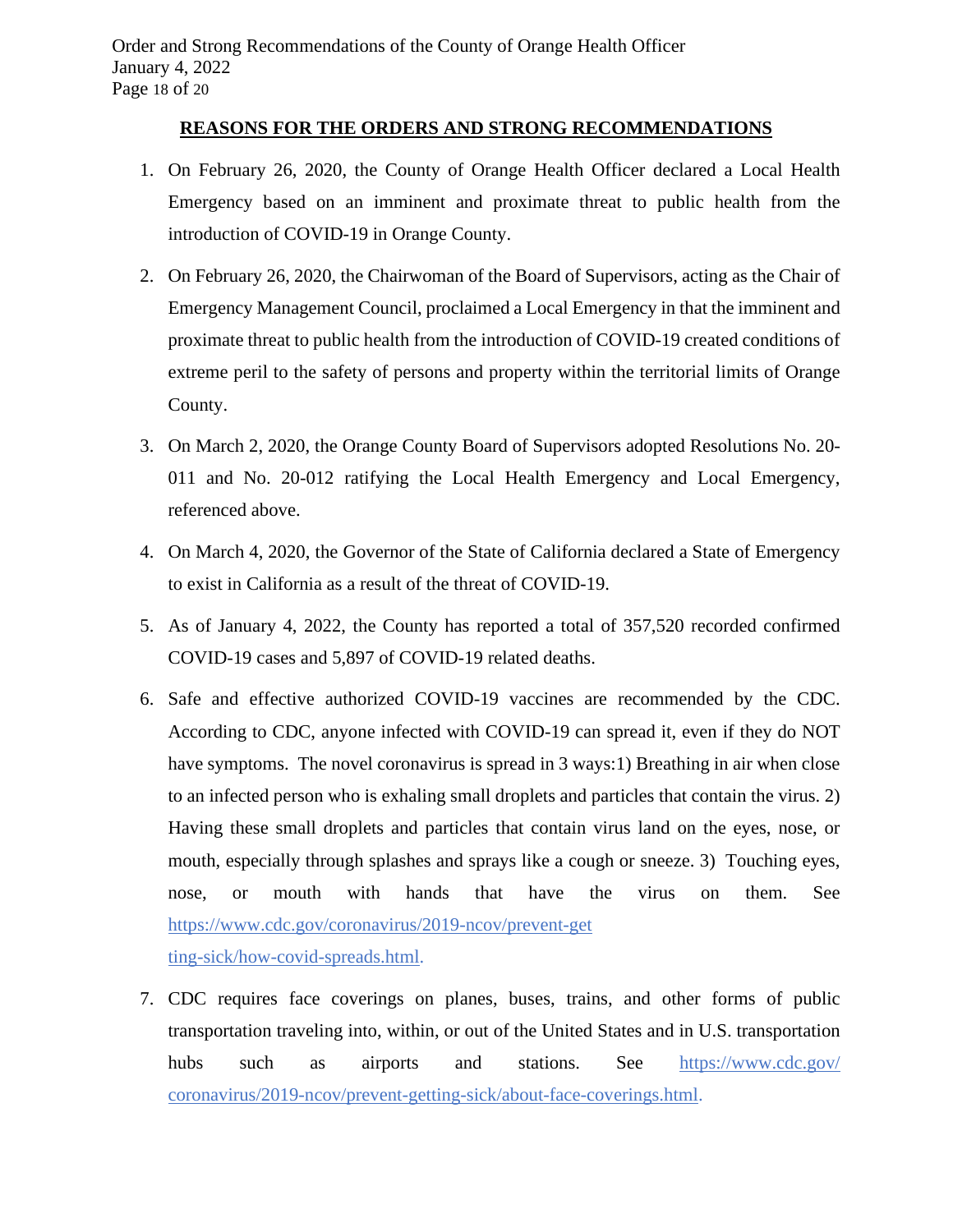## REASONS FOR THE ORDERS AND STRONG RECOMMENDATIONS

1. On February 26, 2020, the County of Orange Health Officer declared a Local Health Emergency based on an imminent and proximate threat to public health from the introduction of COVID-19 in Orange County.

2. On February 26, 2020, the Chairwoman of the Board of Supervisors, acting as the Chair of Emergency Management Council, proclaimed a Local Emergency in that the imminent and proximate threat to public health from the introduction of COVID-19 created conditions of extreme peril to the safety of persons and property within the territorial limits of Orange County.

3. On March 2, 2020, the Orange County Board of Supervisors adopted Resolutions No. 20-011 and No. 20-012 ratifying the Local Health Emergency and Local Emergency, referenced above.

4. On March 4, 2020, the Governor of the State of California declared a State of Emergency to exist in California as a result of the threat of COVID-19.

5. As of January 4, 2022, the County has reported a total of 357,520 recorded confirmed COVID-19 cases and 5,897 of COVID-19 related deaths.

6. Safe and effective authorized COVID-19 vaccines are recommended by the CDC. According to CDC, anyone infected with COVID-19 can spread it, even if they do NOT have symptoms. The novel coronavirus is spread in 3 ways:1) Breathing in air when close to an infected person who is exhaling small droplets and particles that contain the virus. 2) Having these small droplets and particles that contain virus land on the eyes, nose, or mouth, especially through splashes and sprays like a cough or sneeze. 3) Touching eyes, nose, or mouth with hands that have the virus on them. See https://www.cdc.gov/coronavirus/2019-ncov/prevent-getting-sick/how-covid-spreads.html.

7. CDC requires face coverings on planes, buses, trains, and other forms of public transportation traveling into, within, or out of the United States and in U.S. transportation hubs such as airports and stations. See https://www.cdc.gov/coronavirus/2019-ncov/prevent-getting-sick/about-face-coverings.html.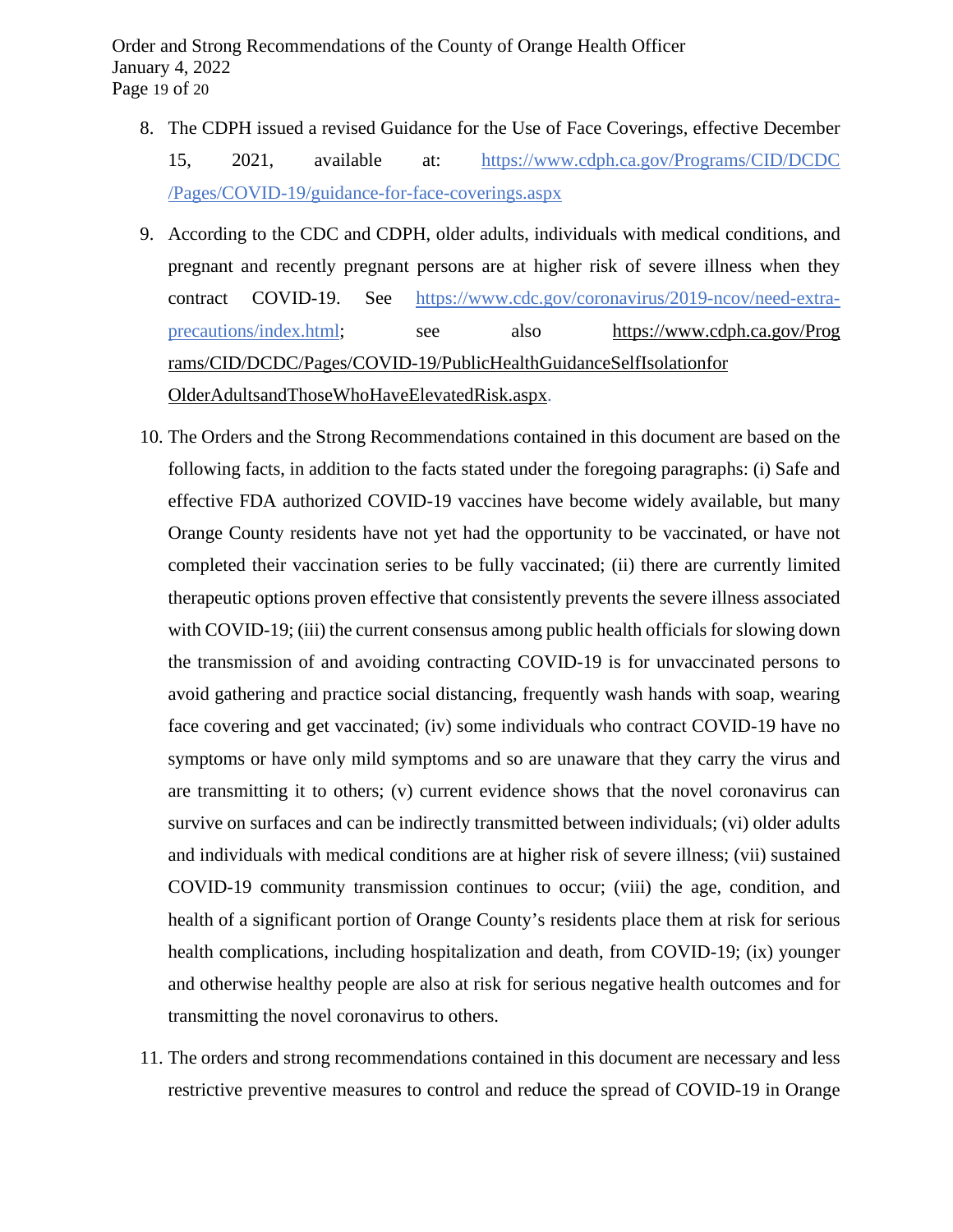8. The CDPH issued a revised Guidance for the Use of Face Coverings, effective December 15, 2021, available at: https://www.cdph.ca.gov/Programs/CID/DCDC/Pages/COVID-19/guidance-for-face-coverings.aspx

9. According to the CDC and CDPH, older adults, individuals with medical conditions, and pregnant and recently pregnant persons are at higher risk of severe illness when they contract COVID-19. See https://www.cdc.gov/coronavirus/2019-ncov/need-extra-precautions/index.html; see also https://www.cdph.ca.gov/Programs/CID/DCDC/Pages/COVID-19/PublicHealthGuidanceSelfIsolationforOlderAdultsandThoseWhoHaveElevatedRisk.aspx.

10. The Orders and the Strong Recommendations contained in this document are based on the following facts, in addition to the facts stated under the foregoing paragraphs: (i) Safe and effective FDA authorized COVID-19 vaccines have become widely available, but many Orange County residents have not yet had the opportunity to be vaccinated, or have not completed their vaccination series to be fully vaccinated; (ii) there are currently limited therapeutic options proven effective that consistently prevents the severe illness associated with COVID-19; (iii) the current consensus among public health officials for slowing down the transmission of and avoiding contracting COVID-19 is for unvaccinated persons to avoid gathering and practice social distancing, frequently wash hands with soap, wearing face covering and get vaccinated; (iv) some individuals who contract COVID-19 have no symptoms or have only mild symptoms and so are unaware that they carry the virus and are transmitting it to others; (v) current evidence shows that the novel coronavirus can survive on surfaces and can be indirectly transmitted between individuals; (vi) older adults and individuals with medical conditions are at higher risk of severe illness; (vii) sustained COVID-19 community transmission continues to occur; (viii) the age, condition, and health of a significant portion of Orange County's residents place them at risk for serious health complications, including hospitalization and death, from COVID-19; (ix) younger and otherwise healthy people are also at risk for serious negative health outcomes and for transmitting the novel coronavirus to others.

11. The orders and strong recommendations contained in this document are necessary and less restrictive preventive measures to control and reduce the spread of COVID-19 in Orange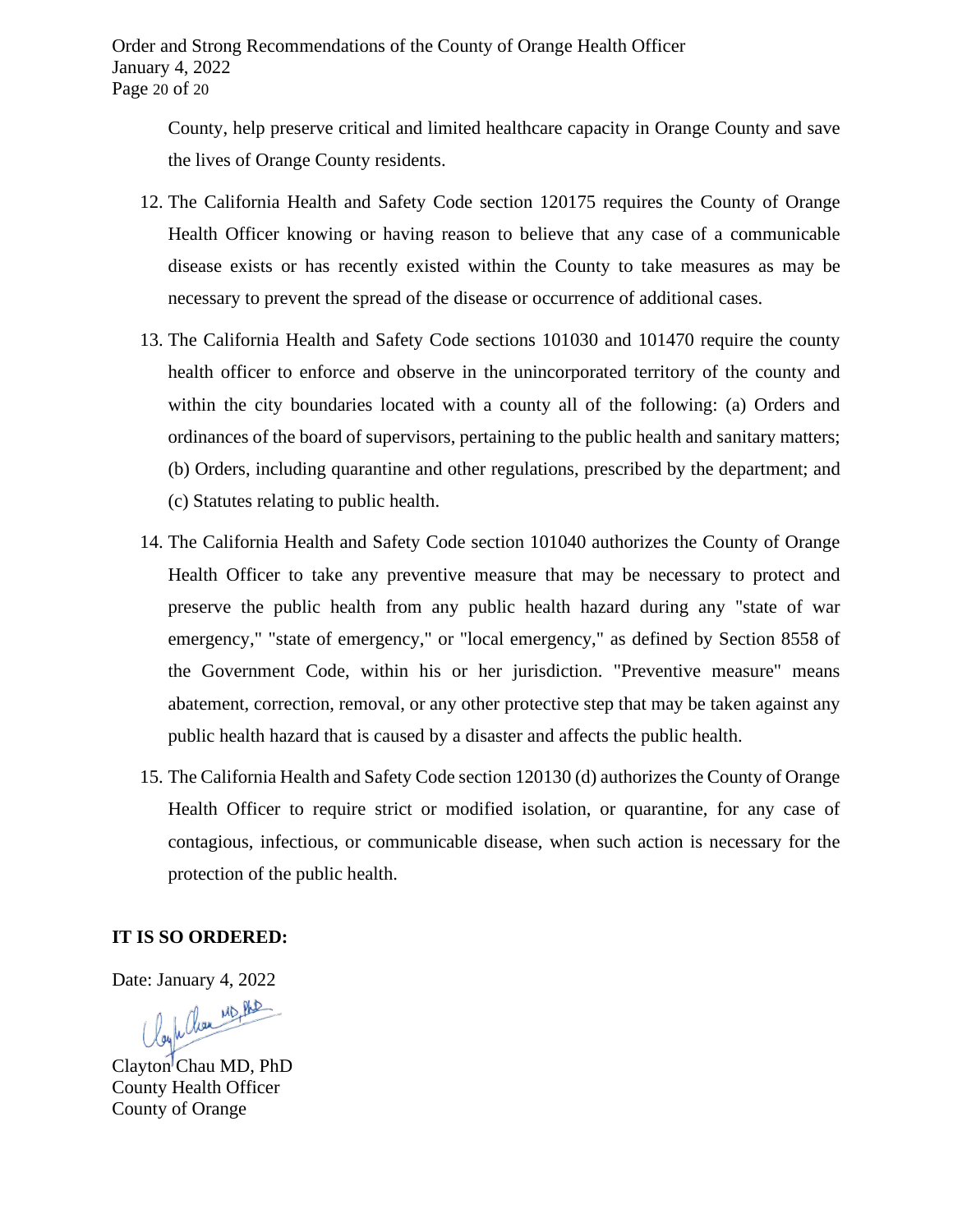County, help preserve critical and limited healthcare capacity in Orange County and save the lives of Orange County residents.

12. The California Health and Safety Code section 120175 requires the County of Orange Health Officer knowing or having reason to believe that any case of a communicable disease exists or has recently existed within the County to take measures as may be necessary to prevent the spread of the disease or occurrence of additional cases.

13. The California Health and Safety Code sections 101030 and 101470 require the county health officer to enforce and observe in the unincorporated territory of the county and within the city boundaries located with a county all of the following: (a) Orders and ordinances of the board of supervisors, pertaining to the public health and sanitary matters; (b) Orders, including quarantine and other regulations, prescribed by the department; and (c) Statutes relating to public health.

14. The California Health and Safety Code section 101040 authorizes the County of Orange Health Officer to take any preventive measure that may be necessary to protect and preserve the public health from any public health hazard during any "state of war emergency," "state of emergency," or "local emergency," as defined by Section 8558 of the Government Code, within his or her jurisdiction. "Preventive measure" means abatement, correction, removal, or any other protective step that may be taken against any public health hazard that is caused by a disaster and affects the public health.

15. The California Health and Safety Code section 120130 (d) authorizes the County of Orange Health Officer to require strict or modified isolation, or quarantine, for any case of contagious, infectious, or communicable disease, when such action is necessary for the protection of the public health.

**IT IS SO ORDERED:**

Date: January 4, 2022

Clayton Chau MD, PhD
County Health Officer
County of Orange